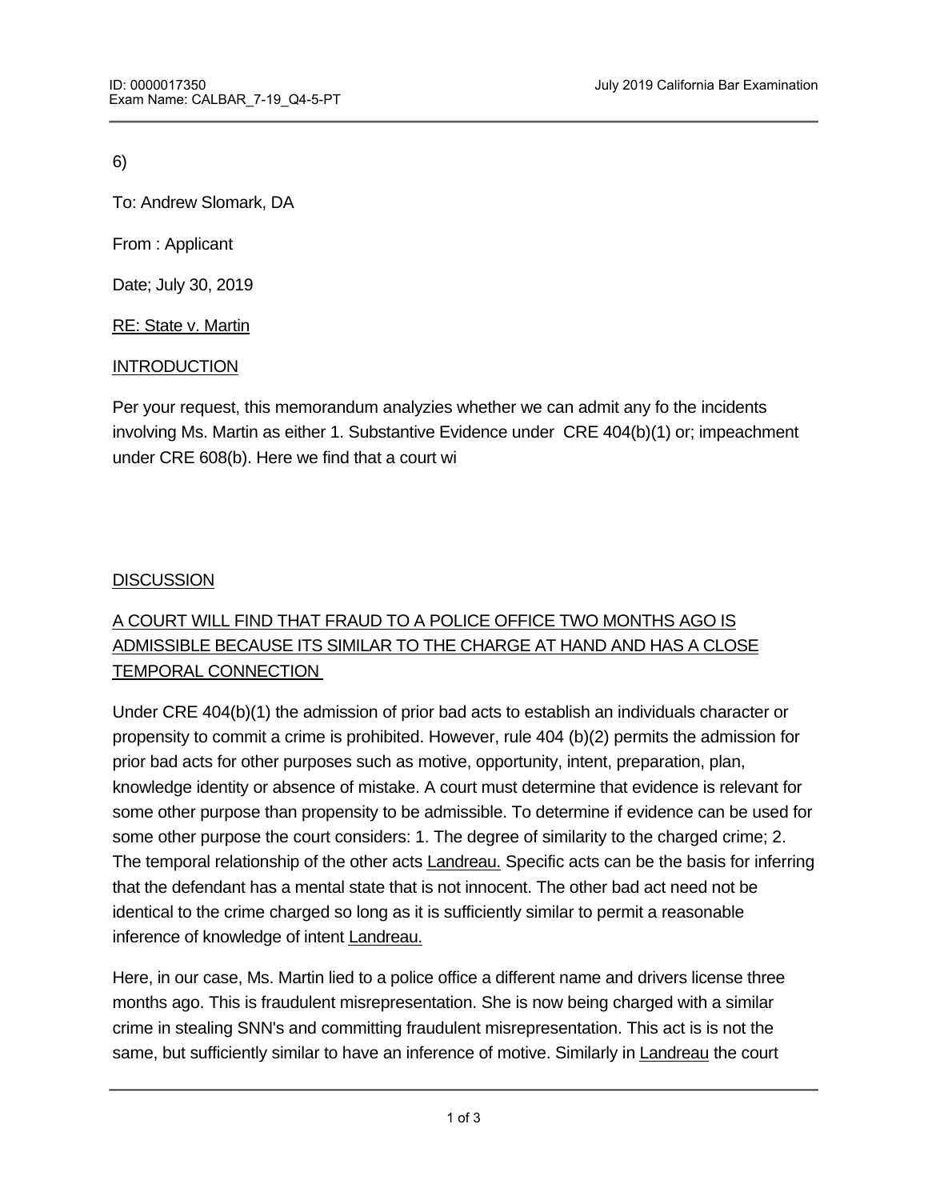6)

To: Andrew Slomark, DA

From : Applicant

Date; July 30, 2019

<u>RE: State v. Martin</u>

<u>INTRODUCTION</u>

Per your request, this memorandum analyzies whether we can admit any fo the incidents involving Ms. Martin as either 1. Substantive Evidence under CRE 404(b)(1) or; impeachment under CRE 608(b). Here we find that a court wi

<u>DISCUSSION</u>

<u>A COURT WILL FIND THAT FRAUD TO A POLICE OFFICE TWO MONTHS AGO IS ADMISSIBLE BECAUSE ITS SIMILAR TO THE CHARGE AT HAND AND HAS A CLOSE TEMPORAL CONNECTION</u>

Under CRE 404(b)(1) the admission of prior bad acts to establish an individuals character or propensity to commit a crime is prohibited. However, rule 404 (b)(2) permits the admission for prior bad acts for other purposes such as motive, opportunity, intent, preparation, plan, knowledge identity or absence of mistake. A court must determine that evidence is relevant for some other purpose than propensity to be admissible. To determine if evidence can be used for some other purpose the court considers: 1. The degree of similarity to the charged crime; 2. The temporal relationship of the other acts <u>Landreau.</u> Specific acts can be the basis for inferring that the defendant has a mental state that is not innocent. The other bad act need not be identical to the crime charged so long as it is sufficiently similar to permit a reasonable inference of knowledge of intent <u>Landreau.</u>

Here, in our case, Ms. Martin lied to a police office a different name and drivers license three months ago. This is fraudulent misrepresentation. She is now being charged with a similar crime in stealing SNN's and committing fraudulent misrepresentation. This act is is not the same, but sufficiently similar to have an inference of motive. Similarly in <u>Landreau</u> the court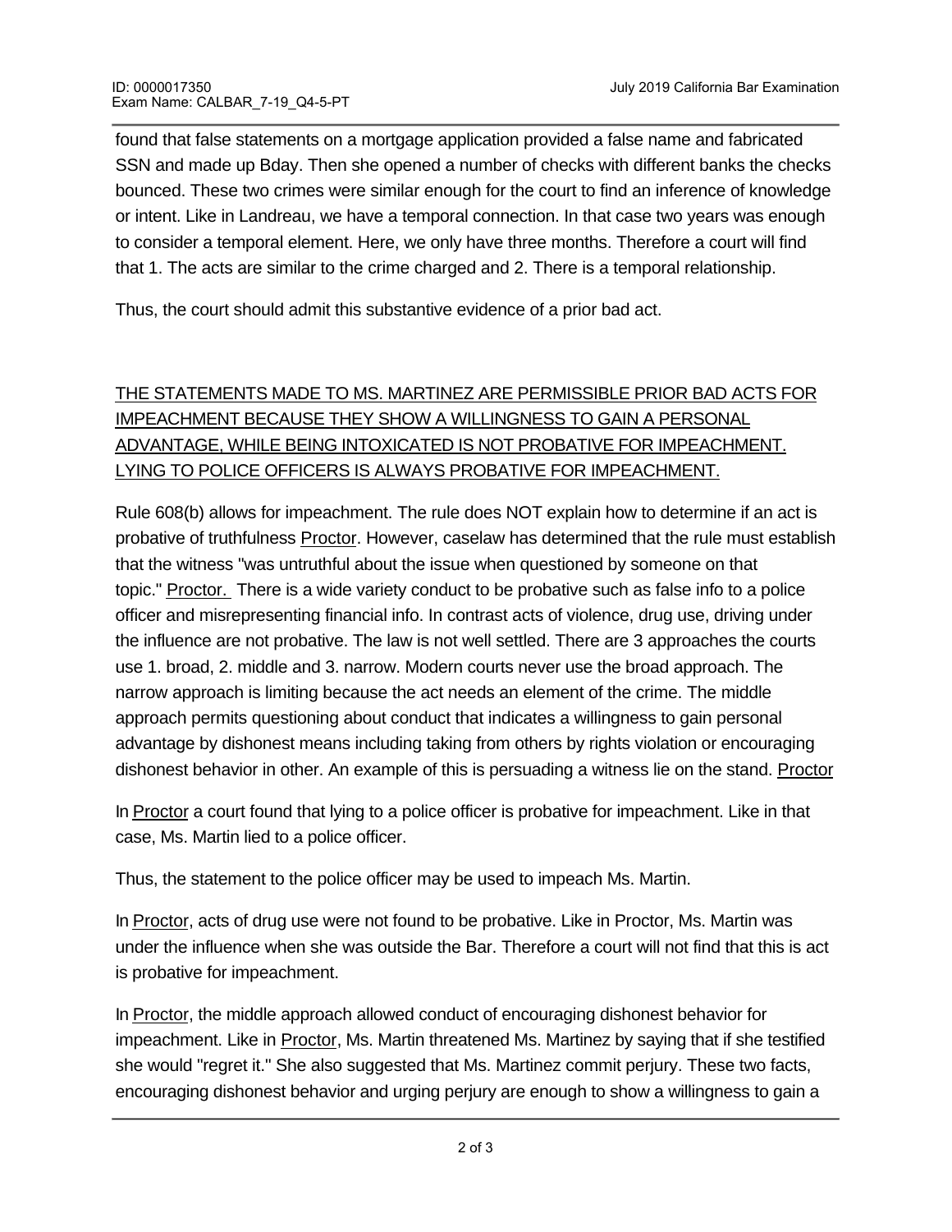found that false statements on a mortgage application provided a false name and fabricated SSN and made up Bday. Then she opened a number of checks with different banks the checks bounced. These two crimes were similar enough for the court to find an inference of knowledge or intent. Like in Landreau, we have a temporal connection. In that case two years was enough to consider a temporal element. Here, we only have three months. Therefore a court will find that 1. The acts are similar to the crime charged and 2. There is a temporal relationship.

Thus, the court should admit this substantive evidence of a prior bad act.

<u>THE STATEMENTS MADE TO MS. MARTINEZ ARE PERMISSIBLE PRIOR BAD ACTS FOR IMPEACHMENT BECAUSE THEY SHOW A WILLINGNESS TO GAIN A PERSONAL ADVANTAGE, WHILE BEING INTOXICATED IS NOT PROBATIVE FOR IMPEACHMENT. LYING TO POLICE OFFICERS IS ALWAYS PROBATIVE FOR IMPEACHMENT.</u>

Rule 608(b) allows for impeachment. The rule does NOT explain how to determine if an act is probative of truthfulness <u>Proctor</u>. However, caselaw has determined that the rule must establish that the witness "was untruthful about the issue when questioned by someone on that topic." <u>Proctor.</u> There is a wide variety conduct to be probative such as false info to a police officer and misrepresenting financial info. In contrast acts of violence, drug use, driving under the influence are not probative. The law is not well settled. There are 3 approaches the courts use 1. broad, 2. middle and 3. narrow. Modern courts never use the broad approach. The narrow approach is limiting because the act needs an element of the crime. The middle approach permits questioning about conduct that indicates a willingness to gain personal advantage by dishonest means including taking from others by rights violation or encouraging dishonest behavior in other. An example of this is persuading a witness lie on the stand. <u>Proctor</u>

In <u>Proctor</u> a court found that lying to a police officer is probative for impeachment. Like in that case, Ms. Martin lied to a police officer.

Thus, the statement to the police officer may be used to impeach Ms. Martin.

In <u>Proctor</u>, acts of drug use were not found to be probative. Like in Proctor, Ms. Martin was under the influence when she was outside the Bar. Therefore a court will not find that this is act is probative for impeachment.

In <u>Proctor</u>, the middle approach allowed conduct of encouraging dishonest behavior for impeachment. Like in <u>Proctor</u>, Ms. Martin threatened Ms. Martinez by saying that if she testified she would "regret it." She also suggested that Ms. Martinez commit perjury. These two facts, encouraging dishonest behavior and urging perjury are enough to show a willingness to gain a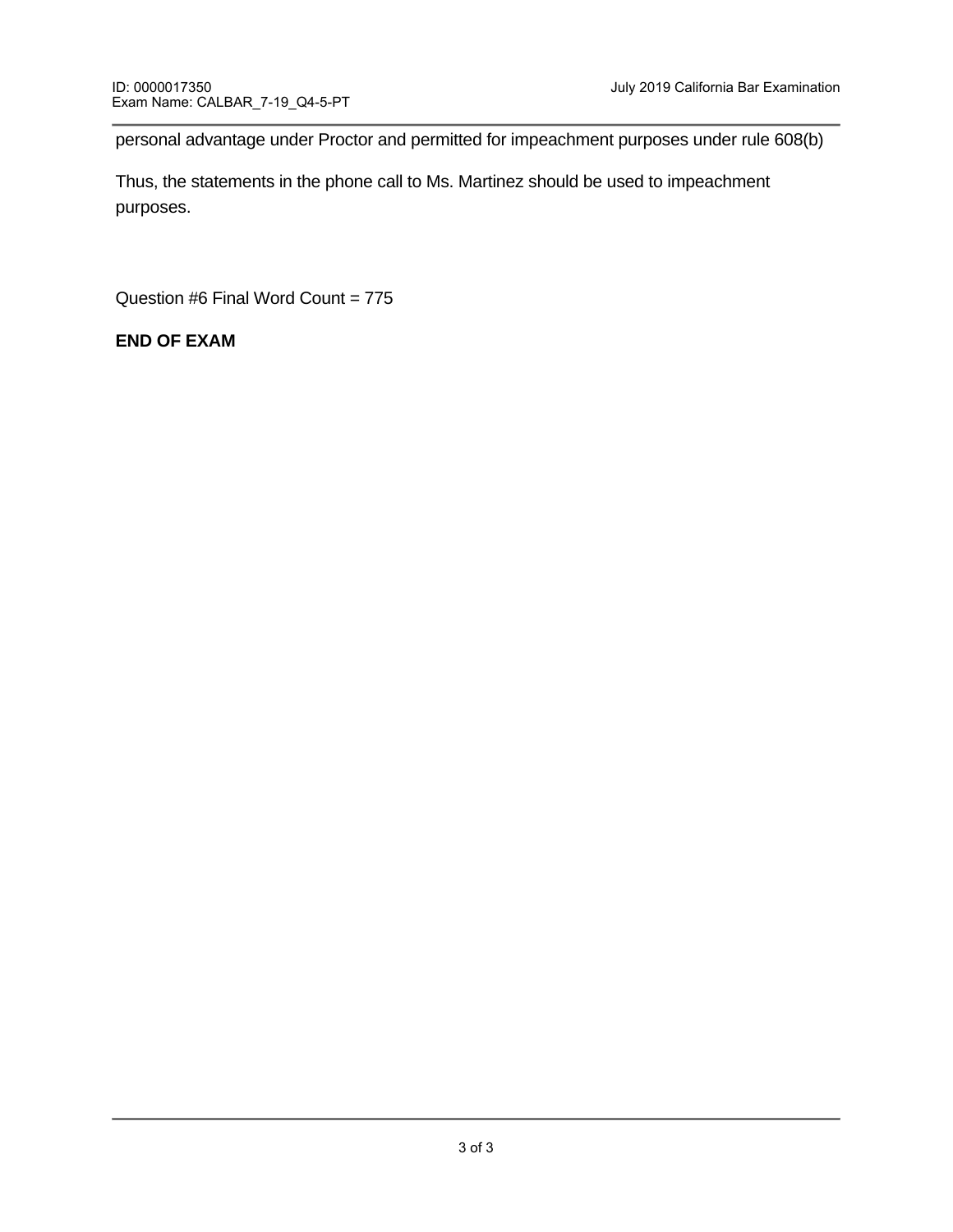personal advantage under Proctor and permitted for impeachment purposes under rule 608(b)

Thus, the statements in the phone call to Ms. Martinez should be used to impeachment purposes.

Question #6 Final Word Count = 775

**END OF EXAM**